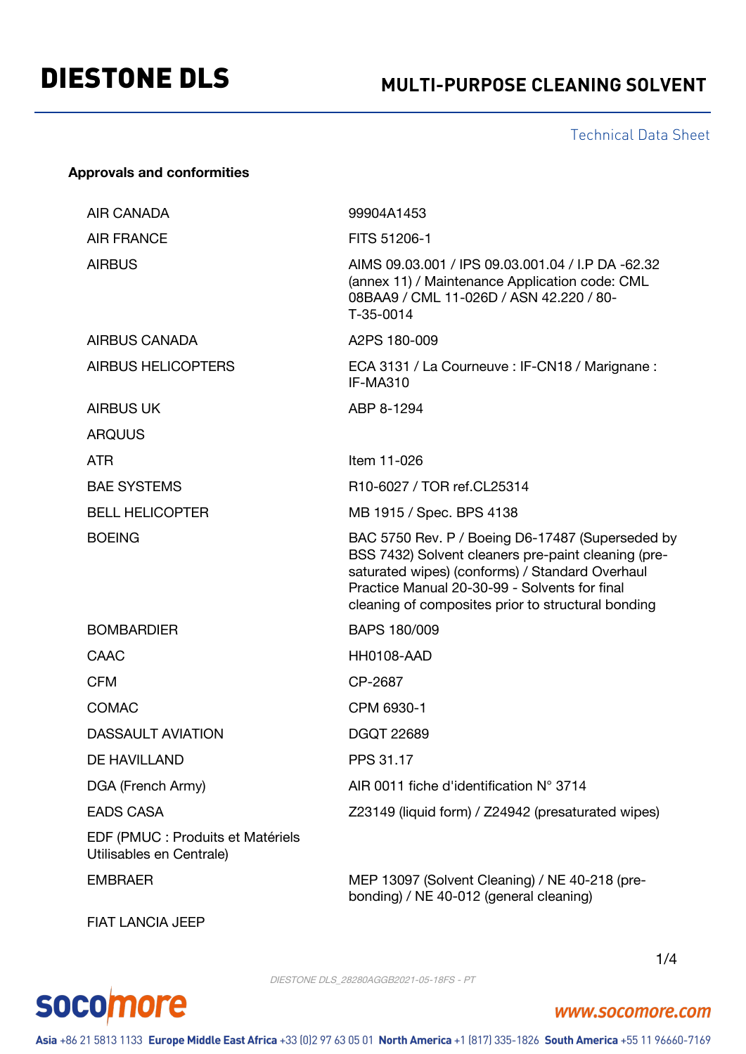# DIESTONE DLS

## MULTI-PURPOSE CLEANING SOLVENT

Technical Data Sheet

### Approvals and conformities

| | |
|---|---|
| AIR CANADA | 99904A1453 |
| AIR FRANCE | FITS 51206-1 |
| AIRBUS | AIMS 09.03.001 / IPS 09.03.001.04 / I.P DA -62.32 (annex 11) / Maintenance Application code: CML 08BAA9 / CML 11-026D / ASN 42.220 / 80-T-35-0014 |
| AIRBUS CANADA | A2PS 180-009 |
| AIRBUS HELICOPTERS | ECA 3131 / La Courneuve : IF-CN18 / Marignane : IF-MA310 |
| AIRBUS UK | ABP 8-1294 |
| ARQUUS | |
| ATR | Item 11-026 |
| BAE SYSTEMS | R10-6027 / TOR ref.CL25314 |
| BELL HELICOPTER | MB 1915 / Spec. BPS 4138 |
| BOEING | BAC 5750 Rev. P / Boeing D6-17487 (Superseded by BSS 7432) Solvent cleaners pre-paint cleaning (pre-saturated wipes) (conforms) / Standard Overhaul Practice Manual 20-30-99 - Solvents for final cleaning of composites prior to structural bonding |
| BOMBARDIER | BAPS 180/009 |
| CAAC | HH0108-AAD |
| CFM | CP-2687 |
| COMAC | CPM 6930-1 |
| DASSAULT AVIATION | DGQT 22689 |
| DE HAVILLAND | PPS 31.17 |
| DGA (French Army) | AIR 0011 fiche d'identification N° 3714 |
| EADS CASA | Z23149 (liquid form) / Z24942 (presaturated wipes) |
| EDF (PMUC : Produits et Matériels Utilisables en Centrale) | |
| EMBRAER | MEP 13097 (Solvent Cleaning) / NE 40-218 (pre-bonding) / NE 40-012 (general cleaning) |
| FIAT LANCIA JEEP | |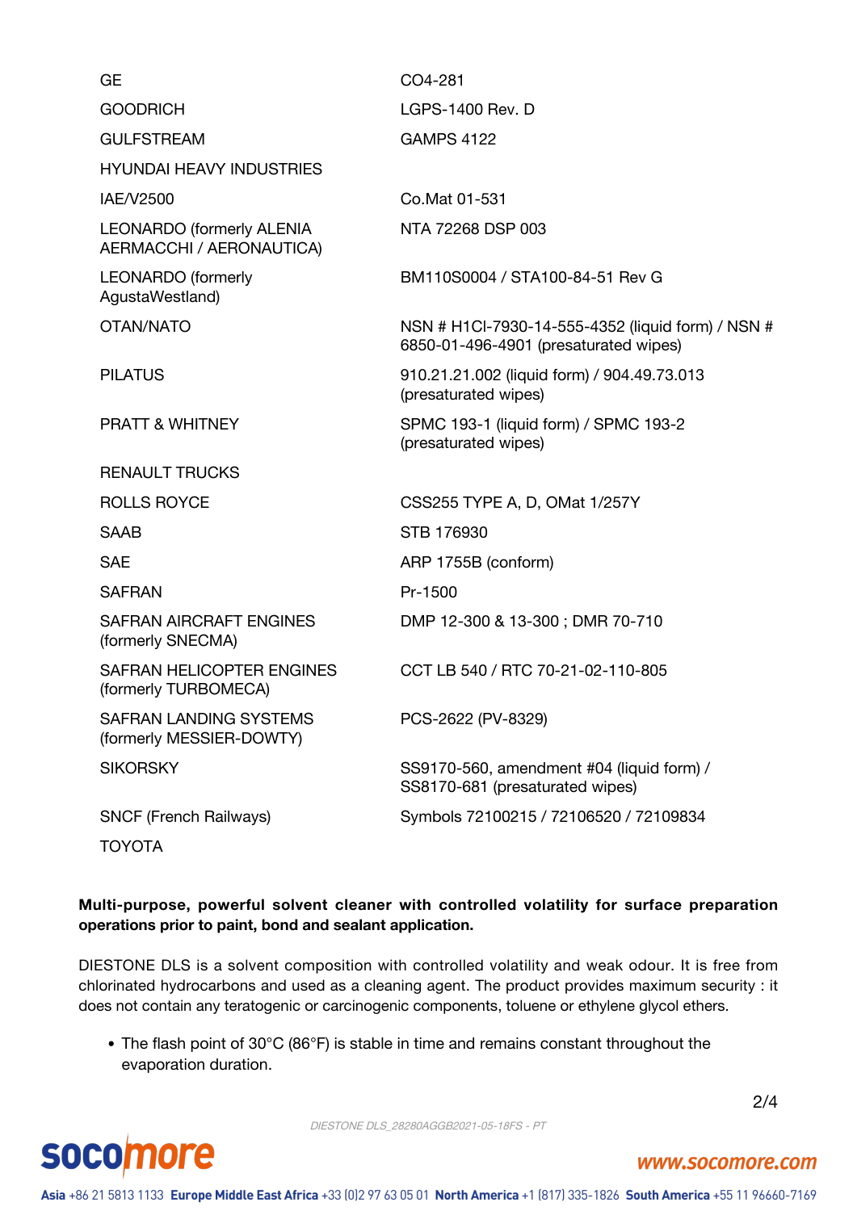| | |
|---|---|
| GE | CO4-281 |
| GOODRICH | LGPS-1400 Rev. D |
| GULFSTREAM | GAMPS 4122 |
| HYUNDAI HEAVY INDUSTRIES | |
| IAE/V2500 | Co.Mat 01-531 |
| LEONARDO (formerly ALENIA AERMACCHI / AERONAUTICA) | NTA 72268 DSP 003 |
| LEONARDO (formerly AgustaWestland) | BM110S0004 / STA100-84-51 Rev G |
| OTAN/NATO | NSN # H1CI-7930-14-555-4352 (liquid form) / NSN # 6850-01-496-4901 (presaturated wipes) |
| PILATUS | 910.21.21.002 (liquid form) / 904.49.73.013 (presaturated wipes) |
| PRATT & WHITNEY | SPMC 193-1 (liquid form) / SPMC 193-2 (presaturated wipes) |
| RENAULT TRUCKS | |
| ROLLS ROYCE | CSS255 TYPE A, D, OMat 1/257Y |
| SAAB | STB 176930 |
| SAE | ARP 1755B (conform) |
| SAFRAN | Pr-1500 |
| SAFRAN AIRCRAFT ENGINES (formerly SNECMA) | DMP 12-300 & 13-300 ; DMR 70-710 |
| SAFRAN HELICOPTER ENGINES (formerly TURBOMECA) | CCT LB 540 / RTC 70-21-02-110-805 |
| SAFRAN LANDING SYSTEMS (formerly MESSIER-DOWTY) | PCS-2622 (PV-8329) |
| SIKORSKY | SS9170-560, amendment #04 (liquid form) / SS8170-681 (presaturated wipes) |
| SNCF (French Railways) | Symbols 72100215 / 72106520 / 72109834 |
| TOYOTA | |

**Multi-purpose, powerful solvent cleaner with controlled volatility for surface preparation operations prior to paint, bond and sealant application.**

DIESTONE DLS is a solvent composition with controlled volatility and weak odour. It is free from chlorinated hydrocarbons and used as a cleaning agent. The product provides maximum security : it does not contain any teratogenic or carcinogenic components, toluene or ethylene glycol ethers.

- The flash point of 30°C (86°F) is stable in time and remains constant throughout the evaporation duration.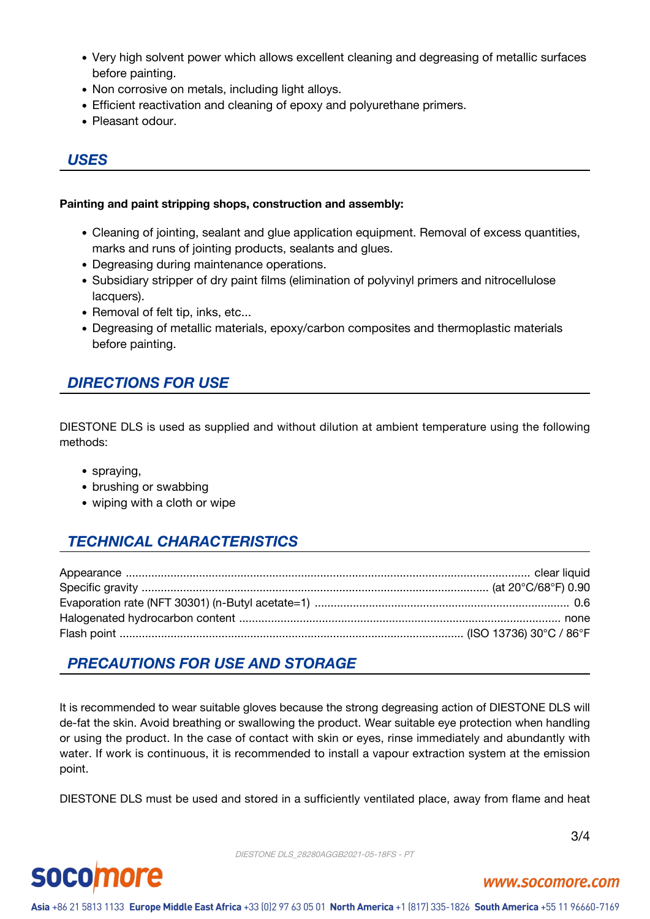- Very high solvent power which allows excellent cleaning and degreasing of metallic surfaces before painting.
- Non corrosive on metals, including light alloys.
- Efficient reactivation and cleaning of epoxy and polyurethane primers.
- Pleasant odour.

## USES

**Painting and paint stripping shops, construction and assembly:**

- Cleaning of jointing, sealant and glue application equipment. Removal of excess quantities, marks and runs of jointing products, sealants and glues.
- Degreasing during maintenance operations.
- Subsidiary stripper of dry paint films (elimination of polyvinyl primers and nitrocellulose lacquers).
- Removal of felt tip, inks, etc...
- Degreasing of metallic materials, epoxy/carbon composites and thermoplastic materials before painting.

## DIRECTIONS FOR USE

DIESTONE DLS is used as supplied and without dilution at ambient temperature using the following methods:

- spraying,
- brushing or swabbing
- wiping with a cloth or wipe

## TECHNICAL CHARACTERISTICS

| Property | Value |
|---|---|
| Appearance | clear liquid |
| Specific gravity | (at 20°C/68°F) 0.90 |
| Evaporation rate (NFT 30301) (n-Butyl acetate=1) | 0.6 |
| Halogenated hydrocarbon content | none |
| Flash point | (ISO 13736) 30°C / 86°F |

## PRECAUTIONS FOR USE AND STORAGE

It is recommended to wear suitable gloves because the strong degreasing action of DIESTONE DLS will de-fat the skin. Avoid breathing or swallowing the product. Wear suitable eye protection when handling or using the product. In the case of contact with skin or eyes, rinse immediately and abundantly with water. If work is continuous, it is recommended to install a vapour extraction system at the emission point.

DIESTONE DLS must be used and stored in a sufficiently ventilated place, away from flame and heat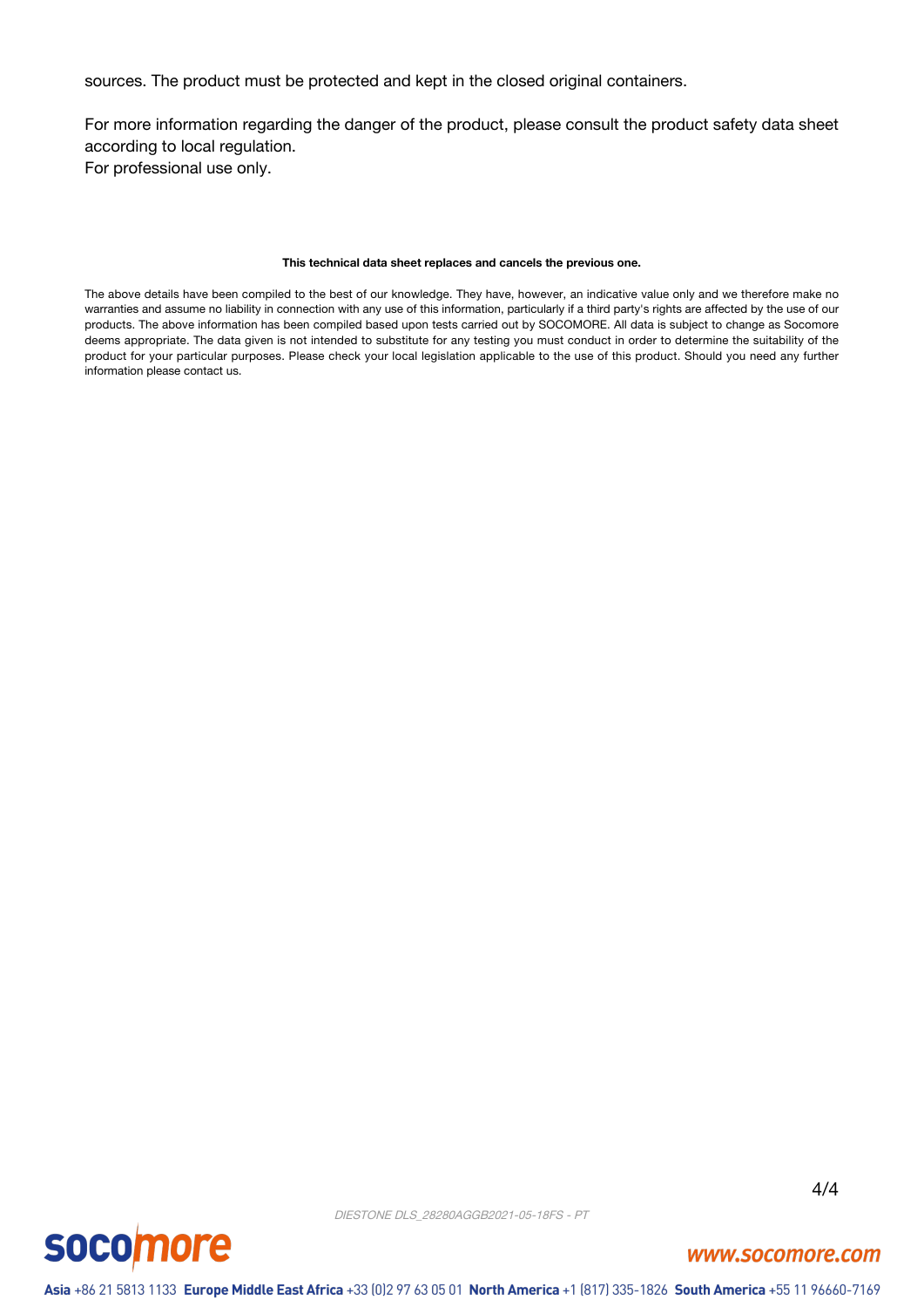sources. The product must be protected and kept in the closed original containers.

For more information regarding the danger of the product, please consult the product safety data sheet according to local regulation.
For professional use only.

**This technical data sheet replaces and cancels the previous one.**

The above details have been compiled to the best of our knowledge. They have, however, an indicative value only and we therefore make no warranties and assume no liability in connection with any use of this information, particularly if a third party's rights are affected by the use of our products. The above information has been compiled based upon tests carried out by SOCOMORE. All data is subject to change as Socomore deems appropriate. The data given is not intended to substitute for any testing you must conduct in order to determine the suitability of the product for your particular purposes. Please check your local legislation applicable to the use of this product. Should you need any further information please contact us.